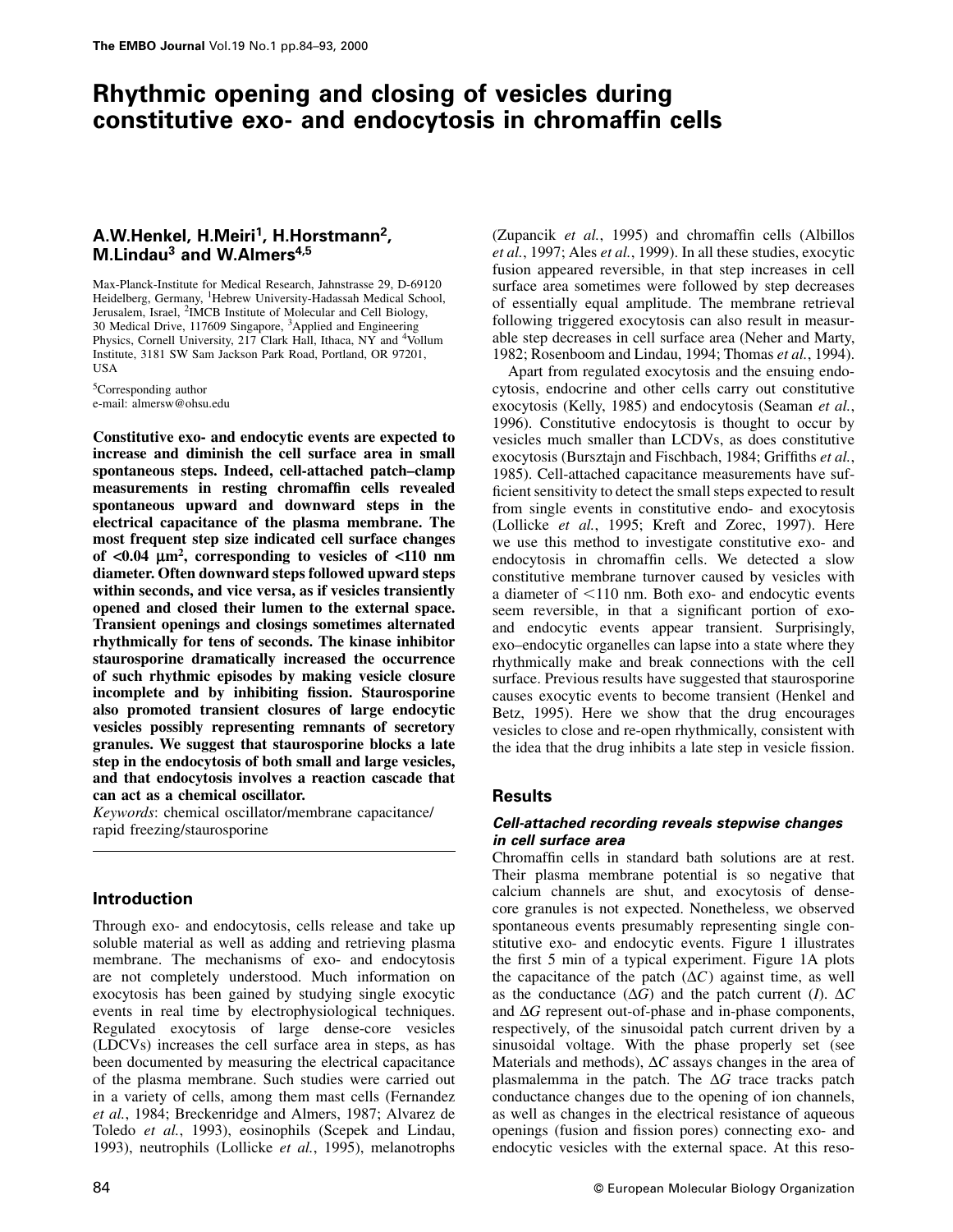# Rhythmic opening and closing of vesicles during constitutive exo- and endocytosis in chromaffin cells

**A.W.Henkel, H.Meiri[1], H.Horstmann[2], M.Lindau[3] and W.Almers[4,5]**

Max-Planck-Institute for Medical Research, Jahnstrasse 29, D-69120 Heidelberg, Germany, [1]Hebrew University-Hadassah Medical School, Jerusalem, Israel, [2]IMCB Institute of Molecular and Cell Biology, 30 Medical Drive, 117609 Singapore, [3]Applied and Engineering Physics, Cornell University, 217 Clark Hall, Ithaca, NY and [4]Vollum Institute, 3181 SW Sam Jackson Park Road, Portland, OR 97201, USA

[5]Corresponding author
e-mail: almersw@ohsu.edu

**Constitutive exo- and endocytic events are expected to increase and diminish the cell surface area in small spontaneous steps. Indeed, cell-attached patch–clamp measurements in resting chromaffin cells revealed spontaneous upward and downward steps in the electrical capacitance of the plasma membrane. The most frequent step size indicated cell surface changes of <0.04 μm$^2$, corresponding to vesicles of <110 nm diameter. Often downward steps followed upward steps within seconds, and vice versa, as if vesicles transiently opened and closed their lumen to the external space. Transient openings and closings sometimes alternated rhythmically for tens of seconds. The kinase inhibitor staurosporine dramatically increased the occurrence of such rhythmic episodes by making vesicle closure incomplete and by inhibiting fission. Staurosporine also promoted transient closures of large endocytic vesicles possibly representing remnants of secretory granules. We suggest that staurosporine blocks a late step in the endocytosis of both small and large vesicles, and that endocytosis involves a reaction cascade that can act as a chemical oscillator.**

*Keywords*: chemical oscillator/membrane capacitance/rapid freezing/staurosporine

## Introduction

Through exo- and endocytosis, cells release and take up soluble material as well as adding and retrieving plasma membrane. The mechanisms of exo- and endocytosis are not completely understood. Much information on exocytosis has been gained by studying single exocytic events in real time by electrophysiological techniques. Regulated exocytosis of large dense-core vesicles (LDCVs) increases the cell surface area in steps, as has been documented by measuring the electrical capacitance of the plasma membrane. Such studies were carried out in a variety of cells, among them mast cells (Fernandez *et al.*, 1984; Breckenridge and Almers, 1987; Alvarez de Toledo *et al.*, 1993), eosinophils (Scepek and Lindau, 1993), neutrophils (Lollicke *et al.*, 1995), melanotrophs (Zupancik *et al.*, 1995) and chromaffin cells (Albillos *et al.*, 1997; Ales *et al.*, 1999). In all these studies, exocytic fusion appeared reversible, in that step increases in cell surface area sometimes were followed by step decreases of essentially equal amplitude. The membrane retrieval following triggered exocytosis can also result in measurable step decreases in cell surface area (Neher and Marty, 1982; Rosenboom and Lindau, 1994; Thomas *et al.*, 1994).

Apart from regulated exocytosis and the ensuing endocytosis, endocrine and other cells carry out constitutive exocytosis (Kelly, 1985) and endocytosis (Seaman *et al.*, 1996). Constitutive endocytosis is thought to occur by vesicles much smaller than LCDVs, as does constitutive exocytosis (Bursztajn and Fischbach, 1984; Griffiths *et al.*, 1985). Cell-attached capacitance measurements have sufficient sensitivity to detect the small steps expected to result from single events in constitutive endo- and exocytosis (Lollicke *et al.*, 1995; Kreft and Zorec, 1997). Here we use this method to investigate constitutive exo- and endocytosis in chromaffin cells. We detected a slow constitutive membrane turnover caused by vesicles with a diameter of <110 nm. Both exo- and endocytic events seem reversible, in that a significant portion of exo- and endocytic events appear transient. Surprisingly, exo–endocytic organelles can lapse into a state where they rhythmically make and break connections with the cell surface. Previous results have suggested that staurosporine causes exocytic events to become transient (Henkel and Betz, 1995). Here we show that the drug encourages vesicles to close and re-open rhythmically, consistent with the idea that the drug inhibits a late step in vesicle fission.

## Results

### *Cell-attached recording reveals stepwise changes in cell surface area*

Chromaffin cells in standard bath solutions are at rest. Their plasma membrane potential is so negative that calcium channels are shut, and exocytosis of dense-core granules is not expected. Nonetheless, we observed spontaneous events presumably representing single constitutive exo- and endocytic events. Figure 1 illustrates the first 5 min of a typical experiment. Figure 1A plots the capacitance of the patch ($\Delta C$) against time, as well as the conductance ($\Delta G$) and the patch current ($I$). $\Delta C$ and $\Delta G$ represent out-of-phase and in-phase components, respectively, of the sinusoidal patch current driven by a sinusoidal voltage. With the phase properly set (see Materials and methods), $\Delta C$ assays changes in the area of plasmalemma in the patch. The $\Delta G$ trace tracks patch conductance changes due to the opening of ion channels, as well as changes in the electrical resistance of aqueous openings (fusion and fission pores) connecting exo- and endocytic vesicles with the external space. At this reso-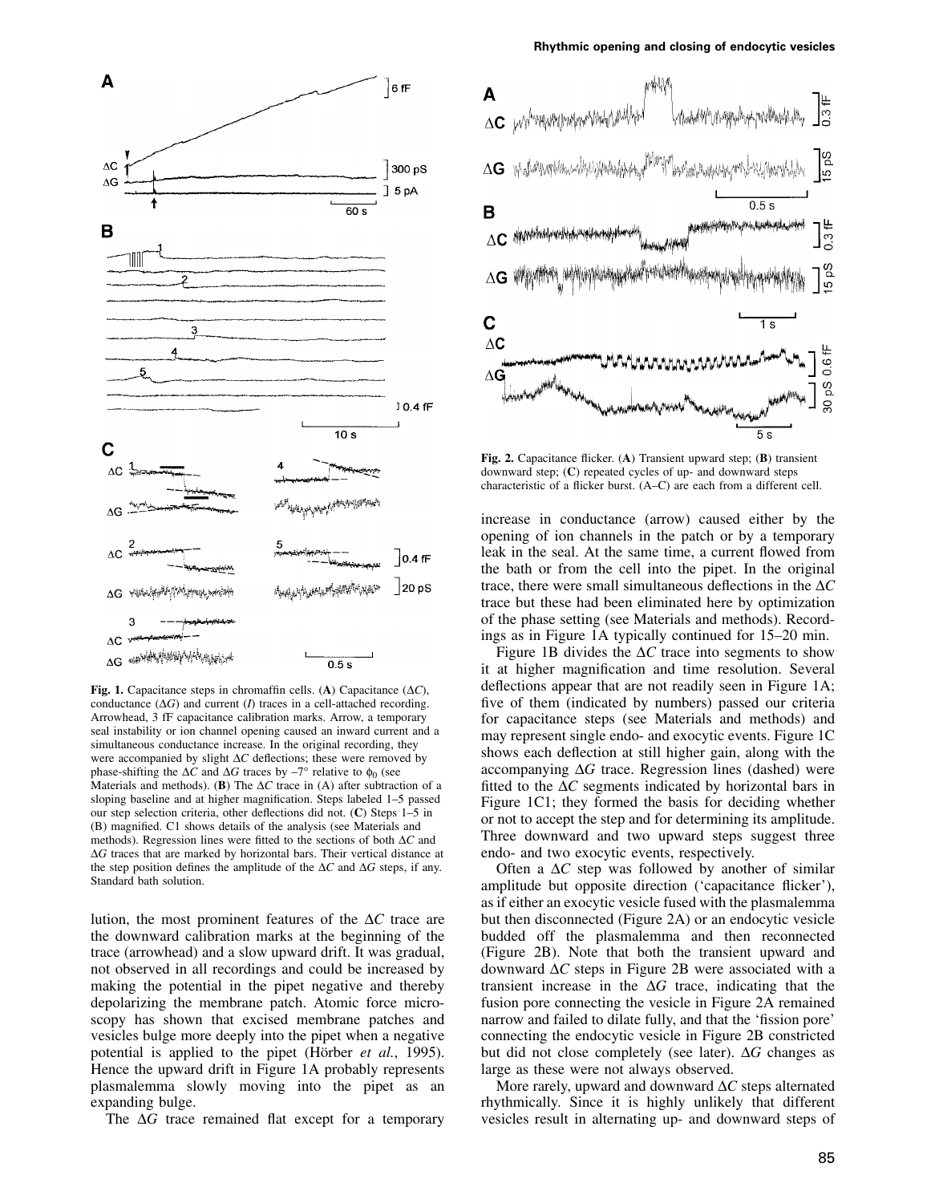**Fig. 1.** Capacitance steps in chromaffin cells. (**A**) Capacitance ($\Delta C$), conductance ($\Delta G$) and current ($I$) traces in a cell-attached recording. Arrowhead, 3 fF capacitance calibration marks. Arrow, a temporary seal instability or ion channel opening caused an inward current and a simultaneous conductance increase. In the original recording, they were accompanied by slight $\Delta C$ deflections; these were removed by phase-shifting the $\Delta C$ and $\Delta G$ traces by $-7°$ relative to $\phi_0$ (see Materials and methods). (**B**) The $\Delta C$ trace in (A) after subtraction of a sloping baseline and at higher magnification. Steps labeled 1–5 passed our step selection criteria, other deflections did not. (**C**) Steps 1–5 in (B) magnified. C1 shows details of the analysis (see Materials and methods). Regression lines were fitted to the sections of both $\Delta C$ and $\Delta G$ traces that are marked by horizontal bars. Their vertical distance at the step position defines the amplitude of the $\Delta C$ and $\Delta G$ steps, if any. Standard bath solution.

lution, the most prominent features of the $\Delta C$ trace are the downward calibration marks at the beginning of the trace (arrowhead) and a slow upward drift. It was gradual, not observed in all recordings and could be increased by making the potential in the pipet negative and thereby depolarizing the membrane patch. Atomic force microscopy has shown that excised membrane patches and vesicles bulge more deeply into the pipet when a negative potential is applied to the pipet (Hörber *et al.*, 1995). Hence the upward drift in Figure 1A probably represents plasmalemma slowly moving into the pipet as an expanding bulge.

The $\Delta G$ trace remained flat except for a temporary increase in conductance (arrow) caused either by the opening of ion channels in the patch or by a temporary leak in the seal. At the same time, a current flowed from the bath or from the cell into the pipet. In the original trace, there were small simultaneous deflections in the $\Delta C$ trace but these had been eliminated here by optimization of the phase setting (see Materials and methods). Recordings as in Figure 1A typically continued for 15–20 min.

Figure 1B divides the $\Delta C$ trace into segments to show it at higher magnification and time resolution. Several deflections appear that are not readily seen in Figure 1A; five of them (indicated by numbers) passed our criteria for capacitance steps (see Materials and methods) and may represent single endo- and exocytic events. Figure 1C shows each deflection at still higher gain, along with the accompanying $\Delta G$ trace. Regression lines (dashed) were fitted to the $\Delta C$ segments indicated by horizontal bars in Figure 1C1; they formed the basis for deciding whether or not to accept the step and for determining its amplitude. Three downward and two upward steps suggest three endo- and two exocytic events, respectively.

**Fig. 2.** Capacitance flicker. (**A**) Transient upward step; (**B**) transient downward step; (**C**) repeated cycles of up- and downward steps characteristic of a flicker burst. (A–C) are each from a different cell.

Often a $\Delta C$ step was followed by another of similar amplitude but opposite direction ('capacitance flicker'), as if either an exocytic vesicle fused with the plasmalemma but then disconnected (Figure 2A) or an endocytic vesicle budded off the plasmalemma and then reconnected (Figure 2B). Note that both the transient upward and downward $\Delta C$ steps in Figure 2B were associated with a transient increase in the $\Delta G$ trace, indicating that the fusion pore connecting the vesicle in Figure 2A remained narrow and failed to dilate fully, and that the 'fission pore' connecting the endocytic vesicle in Figure 2B constricted but did not close completely (see later). $\Delta G$ changes as large as these were not always observed.

More rarely, upward and downward $\Delta C$ steps alternated rhythmically. Since it is highly unlikely that different vesicles result in alternating up- and downward steps of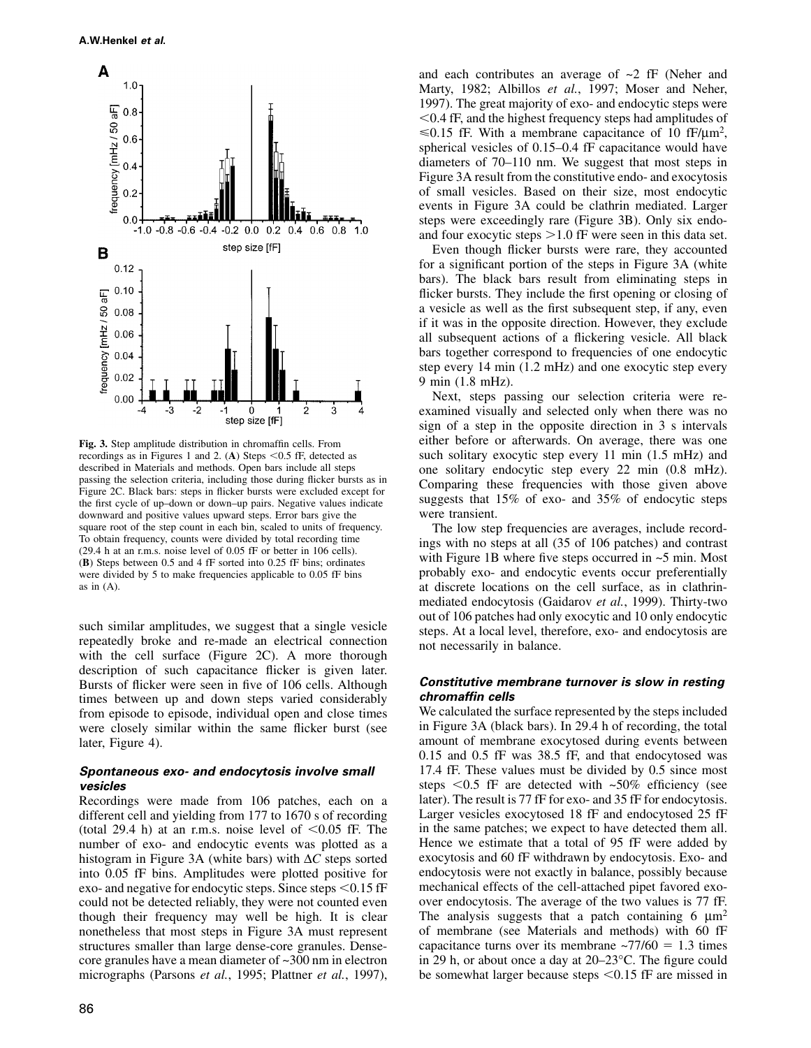**Fig. 3.** Step amplitude distribution in chromaffin cells. From recordings as in Figures 1 and 2. (**A**) Steps <0.5 fF, detected as described in Materials and methods. Open bars include all steps passing the selection criteria, including those during flicker bursts as in Figure 2C. Black bars: steps in flicker bursts were excluded except for the first cycle of up–down or down–up pairs. Negative values indicate downward and positive values upward steps. Error bars give the square root of the step count in each bin, scaled to units of frequency. To obtain frequency, counts were divided by total recording time (29.4 h at an r.m.s. noise level of 0.05 fF or better in 106 cells). (**B**) Steps between 0.5 and 4 fF sorted into 0.25 fF bins; ordinates were divided by 5 to make frequencies applicable to 0.05 fF bins as in (A).

such similar amplitudes, we suggest that a single vesicle repeatedly broke and re-made an electrical connection with the cell surface (Figure 2C). A more thorough description of such capacitance flicker is given later. Bursts of flicker were seen in five of 106 cells. Although times between up and down steps varied considerably from episode to episode, individual open and close times were closely similar within the same flicker burst (see later, Figure 4).

### *Spontaneous exo- and endocytosis involve small vesicles*

Recordings were made from 106 patches, each on a different cell and yielding from 177 to 1670 s of recording (total 29.4 h) at an r.m.s. noise level of <0.05 fF. The number of exo- and endocytic events was plotted as a histogram in Figure 3A (white bars) with $\Delta C$ steps sorted into 0.05 fF bins. Amplitudes were plotted positive for exo- and negative for endocytic steps. Since steps <0.15 fF could not be detected reliably, they were not counted even though their frequency may well be high. It is clear nonetheless that most steps in Figure 3A must represent structures smaller than large dense-core granules. Dense-core granules have a mean diameter of ~300 nm in electron micrographs (Parsons *et al.*, 1995; Plattner *et al.*, 1997), and each contributes an average of ~2 fF (Neher and Marty, 1982; Albillos *et al.*, 1997; Moser and Neher, 1997). The great majority of exo- and endocytic steps were <0.4 fF, and the highest frequency steps had amplitudes of ≤0.15 fF. With a membrane capacitance of 10 fF/μm$^2$, spherical vesicles of 0.15–0.4 fF capacitance would have diameters of 70–110 nm. We suggest that most steps in Figure 3A result from the constitutive endo- and exocytosis of small vesicles. Based on their size, most endocytic events in Figure 3A could be clathrin mediated. Larger steps were exceedingly rare (Figure 3B). Only six endo- and four exocytic steps >1.0 fF were seen in this data set.

Even though flicker bursts were rare, they accounted for a significant portion of the steps in Figure 3A (white bars). The black bars result from eliminating steps in flicker bursts. They include the first opening or closing of a vesicle as well as the first subsequent step, if any, even if it was in the opposite direction. However, they exclude all subsequent actions of a flickering vesicle. All black bars together correspond to frequencies of one endocytic step every 14 min (1.2 mHz) and one exocytic step every 9 min (1.8 mHz).

Next, steps passing our selection criteria were re-examined visually and selected only when there was no sign of a step in the opposite direction in 3 s intervals either before or afterwards. On average, there was one such solitary exocytic step every 11 min (1.5 mHz) and one solitary endocytic step every 22 min (0.8 mHz). Comparing these frequencies with those given above suggests that 15% of exo- and 35% of endocytic steps were transient.

The low step frequencies are averages, include recordings with no steps at all (35 of 106 patches) and contrast with Figure 1B where five steps occurred in ~5 min. Most probably exo- and endocytic events occur preferentially at discrete locations on the cell surface, as in clathrin-mediated endocytosis (Gaidarov *et al.*, 1999). Thirty-two out of 106 patches had only exocytic and 10 only endocytic steps. At a local level, therefore, exo- and endocytosis are not necessarily in balance.

### *Constitutive membrane turnover is slow in resting chromaffin cells*

We calculated the surface represented by the steps included in Figure 3A (black bars). In 29.4 h of recording, the total amount of membrane exocytosed during events between 0.15 and 0.5 fF was 38.5 fF, and that endocytosed was 17.4 fF. These values must be divided by 0.5 since most steps <0.5 fF are detected with ~50% efficiency (see later). The result is 77 fF for exo- and 35 fF for endocytosis. Larger vesicles exocytosed 18 fF and endocytosed 25 fF in the same patches; we expect to have detected them all. Hence we estimate that a total of 95 fF were added by exocytosis and 60 fF withdrawn by endocytosis. Exo- and endocytosis were not exactly in balance, possibly because mechanical effects of the cell-attached pipet favored exo-over endocytosis. The average of the two values is 77 fF. The analysis suggests that a patch containing 6 μm$^2$ of membrane (see Materials and methods) with 60 fF capacitance turns over its membrane ~77/60 = 1.3 times in 29 h, or about once a day at 20–23°C. The figure could be somewhat larger because steps <0.15 fF are missed in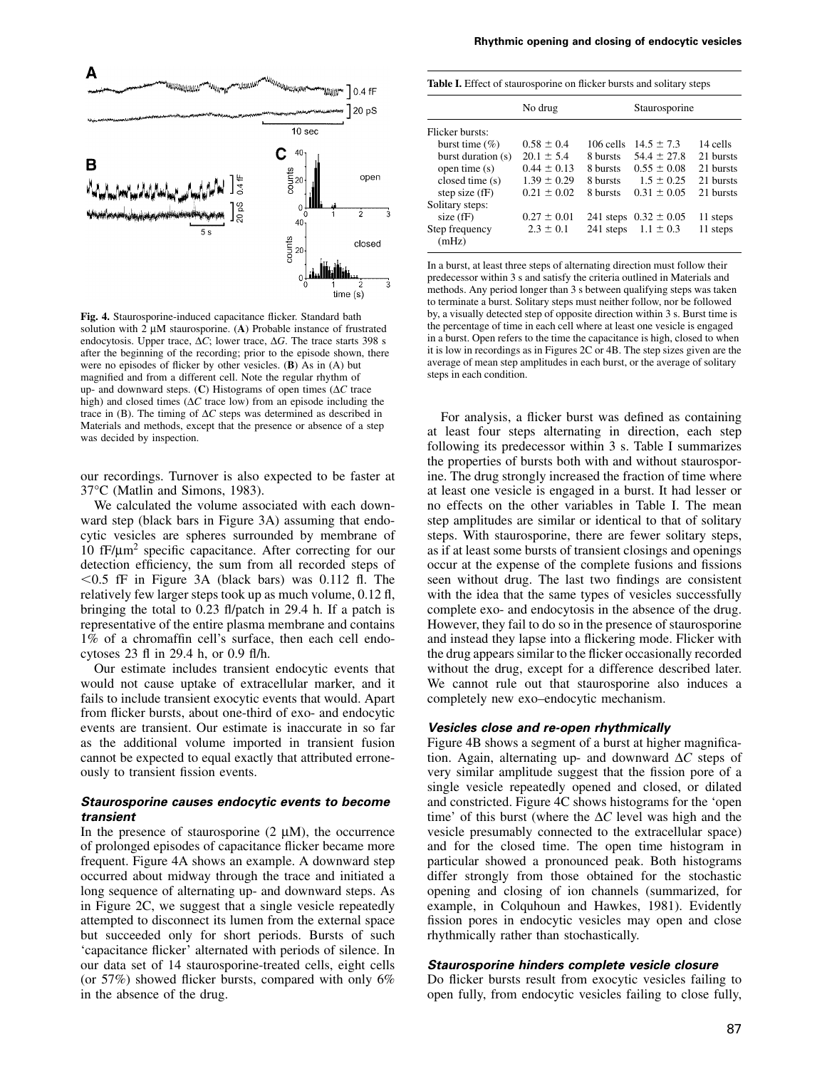Fig. 4. Staurosporine-induced capacitance flicker. Standard bath solution with 2 μM staurosporine. (**A**) Probable instance of frustrated endocytosis. Upper trace, Δ*C*; lower trace, Δ*G*. The trace starts 398 s after the beginning of the recording; prior to the episode shown, there were no episodes of flicker by other vesicles. (**B**) As in (A) but magnified and from a different cell. Note the regular rhythm of up- and downward steps. (**C**) Histograms of open times (Δ*C* trace high) and closed times (Δ*C* trace low) from an episode including the trace in (B). The timing of Δ*C* steps was determined as described in Materials and methods, except that the presence or absence of a step was decided by inspection.

our recordings. Turnover is also expected to be faster at 37°C (Matlin and Simons, 1983).

We calculated the volume associated with each downward step (black bars in Figure 3A) assuming that endocytic vesicles are spheres surrounded by membrane of 10 fF/μm$^2$ specific capacitance. After correcting for our detection efficiency, the sum from all recorded steps of <0.5 fF in Figure 3A (black bars) was 0.112 fl. The relatively few larger steps took up as much volume, 0.12 fl, bringing the total to 0.23 fl/patch in 29.4 h. If a patch is representative of the entire plasma membrane and contains 1% of a chromaffin cell's surface, then each cell endocytoses 23 fl in 29.4 h, or 0.9 fl/h.

Our estimate includes transient endocytic events that would not cause uptake of extracellular marker, and it fails to include transient exocytic events that would. Apart from flicker bursts, about one-third of exo- and endocytic events are transient. Our estimate is inaccurate in so far as the additional volume imported in transient fusion cannot be expected to equal exactly that attributed erroneously to transient fission events.

### *Staurosporine causes endocytic events to become transient*

In the presence of staurosporine (2 μM), the occurrence of prolonged episodes of capacitance flicker became more frequent. Figure 4A shows an example. A downward step occurred about midway through the trace and initiated a long sequence of alternating up- and downward steps. As in Figure 2C, we suggest that a single vesicle repeatedly attempted to disconnect its lumen from the external space but succeeded only for short periods. Bursts of such 'capacitance flicker' alternated with periods of silence. In our data set of 14 staurosporine-treated cells, eight cells (or 57%) showed flicker bursts, compared with only 6% in the absence of the drug.

**Table I.** Effect of staurosporine on flicker bursts and solitary steps

| | No drug | | Staurosporine | |
|---|---|---|---|---|
| Flicker bursts: | | | | |
| burst time (%) | 0.58 ± 0.4 | 106 cells | 14.5 ± 7.3 | 14 cells |
| burst duration (s) | 20.1 ± 5.4 | 8 bursts | 54.4 ± 27.8 | 21 bursts |
| open time (s) | 0.44 ± 0.13 | 8 bursts | 0.55 ± 0.08 | 21 bursts |
| closed time (s) | 1.39 ± 0.29 | 8 bursts | 1.5 ± 0.25 | 21 bursts |
| step size (fF) | 0.21 ± 0.02 | 8 bursts | 0.31 ± 0.05 | 21 bursts |
| Solitary steps: | | | | |
| size (fF) | 0.27 ± 0.01 | 241 steps | 0.32 ± 0.05 | 11 steps |
| Step frequency (mHz) | 2.3 ± 0.1 | 241 steps | 1.1 ± 0.3 | 11 steps |

In a burst, at least three steps of alternating direction must follow their predecessor within 3 s and satisfy the criteria outlined in Materials and methods. Any period longer than 3 s between qualifying steps was taken to terminate a burst. Solitary steps must neither follow, nor be followed by, a visually detected step of opposite direction within 3 s. Burst time is the percentage of time in each cell where at least one vesicle is engaged in a burst. Open refers to the time the capacitance is high, closed to when it is low in recordings as in Figures 2C or 4B. The step sizes given are the average of mean step amplitudes in each burst, or the average of solitary steps in each condition.

For analysis, a flicker burst was defined as containing at least four steps alternating in direction, each step following its predecessor within 3 s. Table I summarizes the properties of bursts both with and without staurosporine. The drug strongly increased the fraction of time where at least one vesicle is engaged in a burst. It had lesser or no effects on the other variables in Table I. The mean step amplitudes are similar or identical to that of solitary steps. With staurosporine, there are fewer solitary steps, as if at least some bursts of transient closings and openings occur at the expense of the complete fusions and fissions seen without drug. The last two findings are consistent with the idea that the same types of vesicles successfully complete exo- and endocytosis in the absence of the drug. However, they fail to do so in the presence of staurosporine and instead they lapse into a flickering mode. Flicker with the drug appears similar to the flicker occasionally recorded without the drug, except for a difference described later. We cannot rule out that staurosporine also induces a completely new exo–endocytic mechanism.

### *Vesicles close and re-open rhythmically*

Figure 4B shows a segment of a burst at higher magnification. Again, alternating up- and downward Δ*C* steps of very similar amplitude suggest that the fission pore of a single vesicle repeatedly opened and closed, or dilated and constricted. Figure 4C shows histograms for the 'open time' of this burst (where the Δ*C* level was high and the vesicle presumably connected to the extracellular space) and for the closed time. The open time histogram in particular showed a pronounced peak. Both histograms differ strongly from those obtained for the stochastic opening and closing of ion channels (summarized, for example, in Colquhoun and Hawkes, 1981). Evidently fission pores in endocytic vesicles may open and close rhythmically rather than stochastically.

### *Staurosporine hinders complete vesicle closure*

Do flicker bursts result from exocytic vesicles failing to open fully, from endocytic vesicles failing to close fully,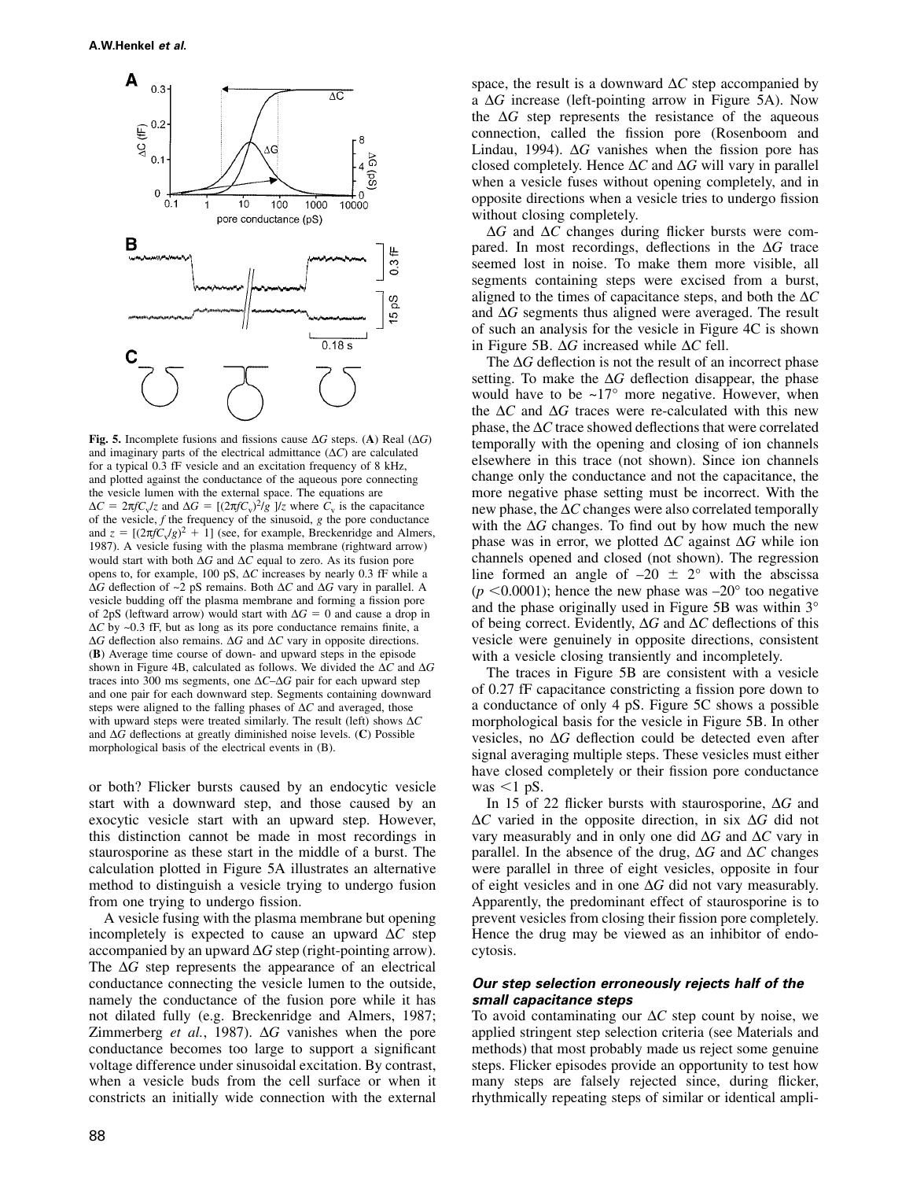**Fig. 5.** Incomplete fusions and fissions cause $\Delta G$ steps. (**A**) Real ($\Delta G$) and imaginary parts of the electrical admittance ($\Delta C$) are calculated for a typical 0.3 fF vesicle and an excitation frequency of 8 kHz, and plotted against the conductance of the aqueous pore connecting the vesicle lumen with the external space. The equations are $\Delta C = 2\pi f C_v/z$ and $\Delta G = [(2\pi f C_v)^2/g]/z$ where $C_v$ is the capacitance of the vesicle, $f$ the frequency of the sinusoid, $g$ the pore conductance and $z = [(2\pi f C_v/g)^2 + 1]$ (see, for example, Breckenridge and Almers, 1987). A vesicle fusing with the plasma membrane (rightward arrow) would start with both $\Delta G$ and $\Delta C$ equal to zero. As its fusion pore opens to, for example, 100 pS, $\Delta C$ increases by nearly 0.3 fF while a $\Delta G$ deflection of ~2 pS remains. Both $\Delta C$ and $\Delta G$ vary in parallel. A vesicle budding off the plasma membrane and forming a fission pore of 2pS (leftward arrow) would start with $\Delta G = 0$ and cause a drop in $\Delta C$ by ~0.3 fF, but as long as its pore conductance remains finite, a $\Delta G$ deflection also remains. $\Delta G$ and $\Delta C$ vary in opposite directions. (**B**) Average time course of down- and upward steps in the episode shown in Figure 4B, calculated as follows. We divided the $\Delta C$ and $\Delta G$ traces into 300 ms segments, one $\Delta C$–$\Delta G$ pair for each upward step and one pair for each downward step. Segments containing downward steps were aligned to the falling phases of $\Delta C$ and averaged, those with upward steps were treated similarly. The result (left) shows $\Delta C$ and $\Delta G$ deflections at greatly diminished noise levels. (**C**) Possible morphological basis of the electrical events in (B).

or both? Flicker bursts caused by an endocytic vesicle start with a downward step, and those caused by an exocytic vesicle start with an upward step. However, this distinction cannot be made in most recordings in staurosporine as these start in the middle of a burst. The calculation plotted in Figure 5A illustrates an alternative method to distinguish a vesicle trying to undergo fusion from one trying to undergo fission.

A vesicle fusing with the plasma membrane but opening incompletely is expected to cause an upward $\Delta C$ step accompanied by an upward $\Delta G$ step (right-pointing arrow). The $\Delta G$ step represents the appearance of an electrical conductance connecting the vesicle lumen to the outside, namely the conductance of the fusion pore while it has not dilated fully (e.g. Breckenridge and Almers, 1987; Zimmerberg *et al.*, 1987). $\Delta G$ vanishes when the pore conductance becomes too large to support a significant voltage difference under sinusoidal excitation. By contrast, when a vesicle buds from the cell surface or when it constricts an initially wide connection with the external space, the result is a downward $\Delta C$ step accompanied by a $\Delta G$ increase (left-pointing arrow in Figure 5A). Now the $\Delta G$ step represents the resistance of the aqueous connection, called the fission pore (Rosenboom and Lindau, 1994). $\Delta G$ vanishes when the fission pore has closed completely. Hence $\Delta C$ and $\Delta G$ will vary in parallel when a vesicle fuses without opening completely, and in opposite directions when a vesicle tries to undergo fission without closing completely.

$\Delta G$ and $\Delta C$ changes during flicker bursts were compared. In most recordings, deflections in the $\Delta G$ trace seemed lost in noise. To make them more visible, all segments containing steps were excised from a burst, aligned to the times of capacitance steps, and both the $\Delta C$ and $\Delta G$ segments thus aligned were averaged. The result of such an analysis for the vesicle in Figure 4C is shown in Figure 5B. $\Delta G$ increased while $\Delta C$ fell.

The $\Delta G$ deflection is not the result of an incorrect phase setting. To make the $\Delta G$ deflection disappear, the phase would have to be ~17° more negative. However, when the $\Delta C$ and $\Delta G$ traces were re-calculated with this new phase, the $\Delta C$ trace showed deflections that were correlated temporally with the opening and closing of ion channels elsewhere in this trace (not shown). Since ion channels change only the conductance and not the capacitance, the more negative phase setting must be incorrect. With the new phase, the $\Delta C$ changes were also correlated temporally with the $\Delta G$ changes. To find out by how much the new phase was in error, we plotted $\Delta C$ against $\Delta G$ while ion channels opened and closed (not shown). The regression line formed an angle of $-20 \pm 2°$ with the abscissa ($p < 0.0001$); hence the new phase was –20° too negative and the phase originally used in Figure 5B was within 3° of being correct. Evidently, $\Delta G$ and $\Delta C$ deflections of this vesicle were genuinely in opposite directions, consistent with a vesicle closing transiently and incompletely.

The traces in Figure 5B are consistent with a vesicle of 0.27 fF capacitance constricting a fission pore down to a conductance of only 4 pS. Figure 5C shows a possible morphological basis for the vesicle in Figure 5B. In other vesicles, no $\Delta G$ deflection could be detected even after signal averaging multiple steps. These vesicles must either have closed completely or their fission pore conductance was <1 pS.

In 15 of 22 flicker bursts with staurosporine, $\Delta G$ and $\Delta C$ varied in the opposite direction, in six $\Delta G$ did not vary measurably and in only one did $\Delta G$ and $\Delta C$ vary in parallel. In the absence of the drug, $\Delta G$ and $\Delta C$ changes were parallel in three of eight vesicles, opposite in four of eight vesicles and in one $\Delta G$ did not vary measurably. Apparently, the predominant effect of staurosporine is to prevent vesicles from closing their fission pore completely. Hence the drug may be viewed as an inhibitor of endocytosis.

### *Our step selection erroneously rejects half of the small capacitance steps*

To avoid contaminating our $\Delta C$ step count by noise, we applied stringent step selection criteria (see Materials and methods) that most probably made us reject some genuine steps. Flicker episodes provide an opportunity to test how many steps are falsely rejected since, during flicker, rhythmically repeating steps of similar or identical ampli-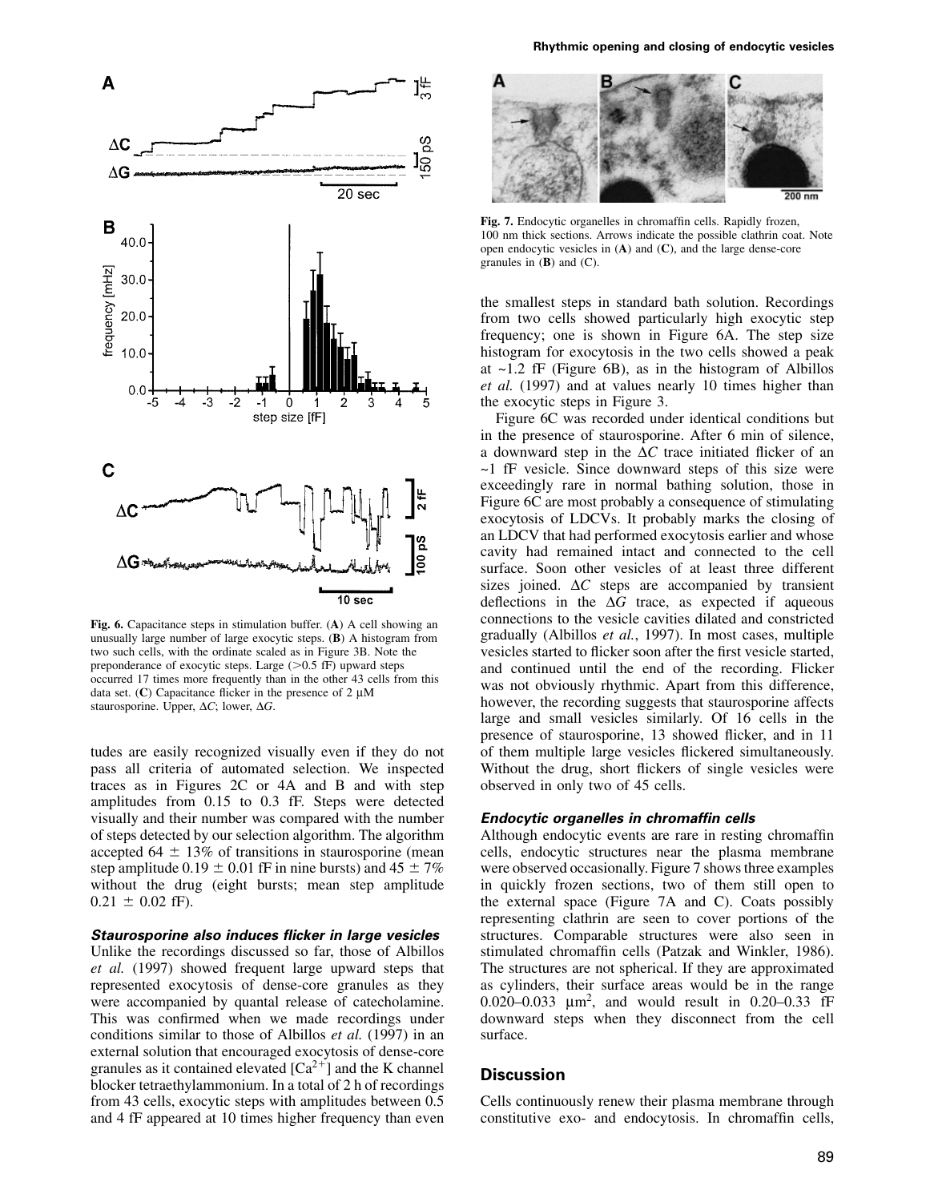**Fig. 6.** Capacitance steps in stimulation buffer. (**A**) A cell showing an unusually large number of large exocytic steps. (**B**) A histogram from two such cells, with the ordinate scaled as in Figure 3B. Note the preponderance of exocytic steps. Large (>0.5 fF) upward steps occurred 17 times more frequently than in the other 43 cells from this data set. (**C**) Capacitance flicker in the presence of 2 μM staurosporine. Upper, Δ*C*; lower, Δ*G*.

tudes are easily recognized visually even if they do not pass all criteria of automated selection. We inspected traces as in Figures 2C or 4A and B and with step amplitudes from 0.15 to 0.3 fF. Steps were detected visually and their number was compared with the number of steps detected by our selection algorithm. The algorithm accepted 64 ± 13% of transitions in staurosporine (mean step amplitude 0.19 ± 0.01 fF in nine bursts) and 45 ± 7% without the drug (eight bursts; mean step amplitude 0.21 ± 0.02 fF).

#### *Staurosporine also induces flicker in large vesicles*

Unlike the recordings discussed so far, those of Albillos *et al.* (1997) showed frequent large upward steps that represented exocytosis of dense-core granules as they were accompanied by quantal release of catecholamine. This was confirmed when we made recordings under conditions similar to those of Albillos *et al.* (1997) in an external solution that encouraged exocytosis of dense-core granules as it contained elevated $[Ca^{2+}]$ and the K channel blocker tetraethylammonium. In a total of 2 h of recordings from 43 cells, exocytic steps with amplitudes between 0.5 and 4 fF appeared at 10 times higher frequency than even the smallest steps in standard bath solution. Recordings from two cells showed particularly high exocytic step frequency; one is shown in Figure 6A. The step size histogram for exocytosis in the two cells showed a peak at ~1.2 fF (Figure 6B), as in the histogram of Albillos *et al.* (1997) and at values nearly 10 times higher than the exocytic steps in Figure 3.

Figure 6C was recorded under identical conditions but in the presence of staurosporine. After 6 min of silence, a downward step in the Δ*C* trace initiated flicker of an ~1 fF vesicle. Since downward steps of this size were exceedingly rare in normal bathing solution, those in Figure 6C are most probably a consequence of stimulating exocytosis of LDCVs. It probably marks the closing of an LDCV that had performed exocytosis earlier and whose cavity had remained intact and connected to the cell surface. Soon other vesicles of at least three different sizes joined. Δ*C* steps are accompanied by transient deflections in the Δ*G* trace, as expected if aqueous connections to the vesicle cavities dilated and constricted gradually (Albillos *et al.*, 1997). In most cases, multiple vesicles started to flicker soon after the first vesicle started, and continued until the end of the recording. Flicker was not obviously rhythmic. Apart from this difference, however, the recording suggests that staurosporine affects large and small vesicles similarly. Of 16 cells in the presence of staurosporine, 13 showed flicker, and in 11 of them multiple large vesicles flickered simultaneously. Without the drug, short flickers of single vesicles were observed in only two of 45 cells.

**Fig. 7.** Endocytic organelles in chromaffin cells. Rapidly frozen, 100 nm thick sections. Arrows indicate the possible clathrin coat. Note open endocytic vesicles in (**A**) and (**C**), and the large dense-core granules in (**B**) and (C).

#### *Endocytic organelles in chromaffin cells*

Although endocytic events are rare in resting chromaffin cells, endocytic structures near the plasma membrane were observed occasionally. Figure 7 shows three examples in quickly frozen sections, two of them still open to the external space (Figure 7A and C). Coats possibly representing clathrin are seen to cover portions of the structures. Comparable structures were also seen in stimulated chromaffin cells (Patzak and Winkler, 1986). The structures are not spherical. If they are approximated as cylinders, their surface areas would be in the range 0.020–0.033 $\mu m^2$, and would result in 0.20–0.33 fF downward steps when they disconnect from the cell surface.

## Discussion

Cells continuously renew their plasma membrane through constitutive exo- and endocytosis. In chromaffin cells,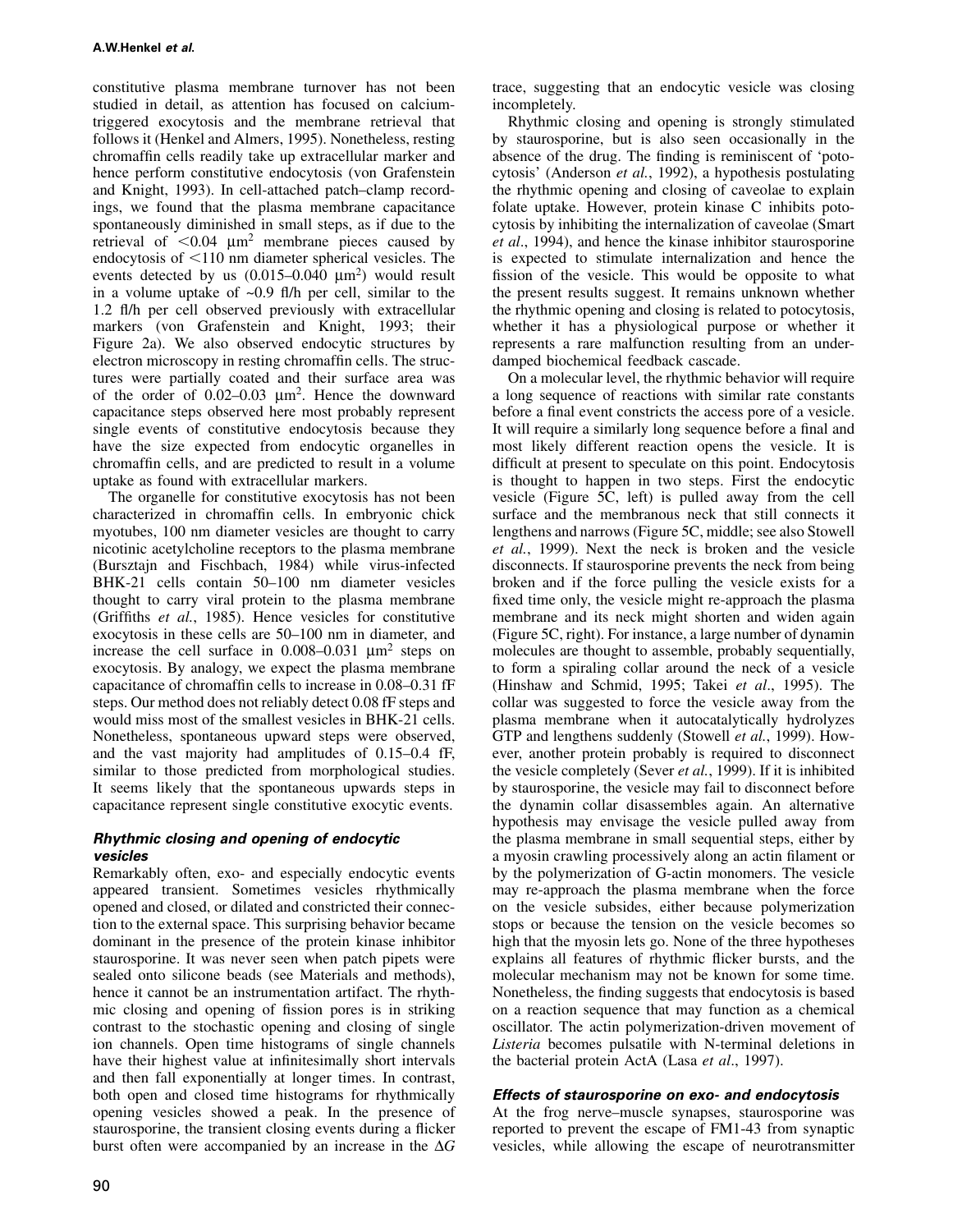constitutive plasma membrane turnover has not been studied in detail, as attention has focused on calcium-triggered exocytosis and the membrane retrieval that follows it (Henkel and Almers, 1995). Nonetheless, resting chromaffin cells readily take up extracellular marker and hence perform constitutive endocytosis (von Grafenstein and Knight, 1993). In cell-attached patch–clamp recordings, we found that the plasma membrane capacitance spontaneously diminished in small steps, as if due to the retrieval of $<0.04$ µm$^2$ membrane pieces caused by endocytosis of $<110$ nm diameter spherical vesicles. The events detected by us (0.015–0.040 µm$^2$) would result in a volume uptake of ~0.9 fl/h per cell, similar to the 1.2 fl/h per cell observed previously with extracellular markers (von Grafenstein and Knight, 1993; their Figure 2a). We also observed endocytic structures by electron microscopy in resting chromaffin cells. The structures were partially coated and their surface area was of the order of 0.02–0.03 µm$^2$. Hence the downward capacitance steps observed here most probably represent single events of constitutive endocytosis because they have the size expected from endocytic organelles in chromaffin cells, and are predicted to result in a volume uptake as found with extracellular markers.

The organelle for constitutive exocytosis has not been characterized in chromaffin cells. In embryonic chick myotubes, 100 nm diameter vesicles are thought to carry nicotinic acetylcholine receptors to the plasma membrane (Bursztajn and Fischbach, 1984) while virus-infected BHK-21 cells contain 50–100 nm diameter vesicles thought to carry viral protein to the plasma membrane (Griffiths *et al.*, 1985). Hence vesicles for constitutive exocytosis in these cells are 50–100 nm in diameter, and increase the cell surface in 0.008–0.031 µm$^2$ steps on exocytosis. By analogy, we expect the plasma membrane capacitance of chromaffin cells to increase in 0.08–0.31 fF steps. Our method does not reliably detect 0.08 fF steps and would miss most of the smallest vesicles in BHK-21 cells. Nonetheless, spontaneous upward steps were observed, and the vast majority had amplitudes of 0.15–0.4 fF, similar to those predicted from morphological studies. It seems likely that the spontaneous upwards steps in capacitance represent single constitutive exocytic events.

### Rhythmic closing and opening of endocytic vesicles

Remarkably often, exo- and especially endocytic events appeared transient. Sometimes vesicles rhythmically opened and closed, or dilated and constricted their connection to the external space. This surprising behavior became dominant in the presence of the protein kinase inhibitor staurosporine. It was never seen when patch pipets were sealed onto silicone beads (see Materials and methods), hence it cannot be an instrumentation artifact. The rhythmic closing and opening of fission pores is in striking contrast to the stochastic opening and closing of single ion channels. Open time histograms of single channels have their highest value at infinitesimally short intervals and then fall exponentially at longer times. In contrast, both open and closed time histograms for rhythmically opening vesicles showed a peak. In the presence of staurosporine, the transient closing events during a flicker burst often were accompanied by an increase in the $\Delta G$ trace, suggesting that an endocytic vesicle was closing incompletely.

Rhythmic closing and opening is strongly stimulated by staurosporine, but is also seen occasionally in the absence of the drug. The finding is reminiscent of 'potocytosis' (Anderson *et al.*, 1992), a hypothesis postulating the rhythmic opening and closing of caveolae to explain folate uptake. However, protein kinase C inhibits potocytosis by inhibiting the internalization of caveolae (Smart *et al*., 1994), and hence the kinase inhibitor staurosporine is expected to stimulate internalization and hence the fission of the vesicle. This would be opposite to what the present results suggest. It remains unknown whether the rhythmic opening and closing is related to potocytosis, whether it has a physiological purpose or whether it represents a rare malfunction resulting from an under-damped biochemical feedback cascade.

On a molecular level, the rhythmic behavior will require a long sequence of reactions with similar rate constants before a final event constricts the access pore of a vesicle. It will require a similarly long sequence before a final and most likely different reaction opens the vesicle. It is difficult at present to speculate on this point. Endocytosis is thought to happen in two steps. First the endocytic vesicle (Figure 5C, left) is pulled away from the cell surface and the membranous neck that still connects it lengthens and narrows (Figure 5C, middle; see also Stowell *et al.*, 1999). Next the neck is broken and the vesicle disconnects. If staurosporine prevents the neck from being broken and if the force pulling the vesicle exists for a fixed time only, the vesicle might re-approach the plasma membrane and its neck might shorten and widen again (Figure 5C, right). For instance, a large number of dynamin molecules are thought to assemble, probably sequentially, to form a spiraling collar around the neck of a vesicle (Hinshaw and Schmid, 1995; Takei *et al*., 1995). The collar was suggested to force the vesicle away from the plasma membrane when it autocatalytically hydrolyzes GTP and lengthens suddenly (Stowell *et al.*, 1999). However, another protein probably is required to disconnect the vesicle completely (Sever *et al.*, 1999). If it is inhibited by staurosporine, the vesicle may fail to disconnect before the dynamin collar disassembles again. An alternative hypothesis may envisage the vesicle pulled away from the plasma membrane in small sequential steps, either by a myosin crawling processively along an actin filament or by the polymerization of G-actin monomers. The vesicle may re-approach the plasma membrane when the force on the vesicle subsides, either because polymerization stops or because the tension on the vesicle becomes so high that the myosin lets go. None of the three hypotheses explains all features of rhythmic flicker bursts, and the molecular mechanism may not be known for some time. Nonetheless, the finding suggests that endocytosis is based on a reaction sequence that may function as a chemical oscillator. The actin polymerization-driven movement of *Listeria* becomes pulsatile with N-terminal deletions in the bacterial protein ActA (Lasa *et al*., 1997).

### Effects of staurosporine on exo- and endocytosis

At the frog nerve–muscle synapses, staurosporine was reported to prevent the escape of FM1-43 from synaptic vesicles, while allowing the escape of neurotransmitter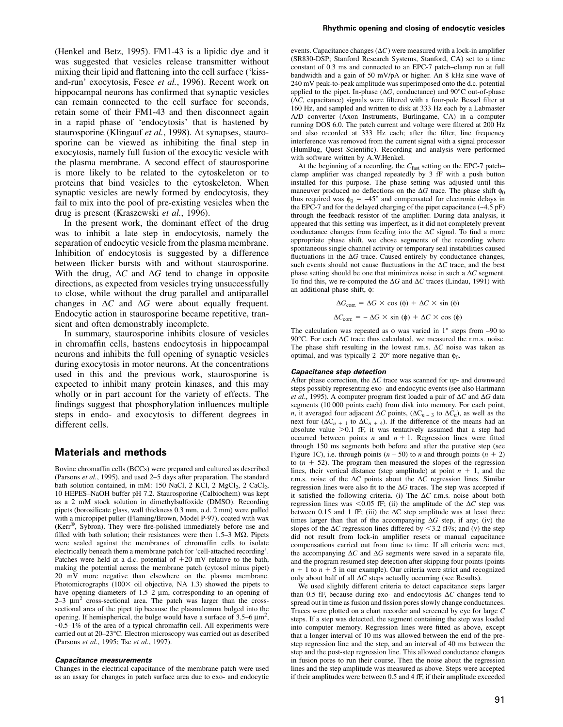(Henkel and Betz, 1995). FM1-43 is a lipidic dye and it was suggested that vesicles release transmitter without mixing their lipid and flattening into the cell surface ('kiss-and-run' exocytosis, Fesce *et al.*, 1996). Recent work on hippocampal neurons has confirmed that synaptic vesicles can remain connected to the cell surface for seconds, retain some of their FM1-43 and then disconnect again in a rapid phase of 'endocytosis' that is hastened by staurosporine (Klingauf *et al.*, 1998). At synapses, staurosporine can be viewed as inhibiting the final step in exocytosis, namely full fusion of the exocytic vesicle with the plasma membrane. A second effect of staurosporine is more likely to be related to the cytoskeleton or to proteins that bind vesicles to the cytoskeleton. When synaptic vesicles are newly formed by endocytosis, they fail to mix into the pool of pre-existing vesicles when the drug is present (Kraszewski *et al.*, 1996).

In the present work, the dominant effect of the drug was to inhibit a late step in endocytosis, namely the separation of endocytic vesicle from the plasma membrane. Inhibition of endocytosis is suggested by a difference between flicker bursts with and without staurosporine. With the drug, $\Delta C$ and $\Delta G$ tend to change in opposite directions, as expected from vesicles trying unsuccessfully to close, while without the drug parallel and antiparallel changes in $\Delta C$ and $\Delta G$ were about equally frequent. Endocytic action in staurosporine became repetitive, transient and often demonstrably incomplete.

In summary, staurosporine inhibits closure of vesicles in chromaffin cells, hastens endocytosis in hippocampal neurons and inhibits the full opening of synaptic vesicles during exocytosis in motor neurons. At the concentrations used in this and the previous work, staurosporine is expected to inhibit many protein kinases, and this may wholly or in part account for the variety of effects. The findings suggest that phosphorylation influences multiple steps in endo- and exocytosis to different degrees in different cells.

## Materials and methods

Bovine chromaffin cells (BCCs) were prepared and cultured as described (Parsons *et al.*, 1995), and used 2–5 days after preparation. The standard bath solution contained, in mM: 150 NaCl, 2 KCl, 2 $MgCl_2$, 2 $CaCl_2$, 10 HEPES–NaOH buffer pH 7.2. Staurosporine (Calbiochem) was kept as a 2 mM stock solution in dimethylsulfoxide (DMSO). Recording pipets (borosilicate glass, wall thickness 0.3 mm, o.d. 2 mm) were pulled with a micropipet puller (Flaming/Brown, Model P-97), coated with wax (Kerr®, Sybron). They were fire-polished immediately before use and filled with bath solution; their resistances were then 1.5–3 MΩ. Pipets were sealed against the membranes of chromaffin cells to isolate electrically beneath them a membrane patch for 'cell-attached recording'. Patches were held at a d.c. potential of +20 mV relative to the bath, making the potential across the membrane patch (cytosol minus pipet) 20 mV more negative than elsewhere on the plasma membrane. Photomicrographs (100× oil objective, NA 1.3) showed the pipets to have opening diameters of 1.5–2 µm, corresponding to an opening of 2–3 $\mu m^2$ cross-sectional area. The patch was larger than the cross-sectional area of the pipet tip because the plasmalemma bulged into the opening. If hemispherical, the bulge would have a surface of 3.5–6 $\mu m^2$, ~0.5–1% of the area of a typical chromaffin cell. All experiments were carried out at 20–23°C. Electron microscopy was carried out as described (Parsons *et al.*, 1995; Tse *et al.*, 1997).

### Capacitance measurements

Changes in the electrical capacitance of the membrane patch were used as an assay for changes in patch surface area due to exo- and endocytic events. Capacitance changes ($\Delta C$) were measured with a lock-in amplifier (SR830-DSP; Stanford Research Systems, Stanford, CA) set to a time constant of 0.3 ms and connected to an EPC-7 patch–clamp run at full bandwidth and a gain of 50 mV/pA or higher. An 8 kHz sine wave of 240 mV peak-to-peak amplitude was superimposed onto the d.c. potential applied to the pipet. In-phase ($\Delta G$, conductance) and 90°C out-of-phase ($\Delta C$, capacitance) signals were filtered with a four-pole Bessel filter at 160 Hz, and sampled and written to disk at 333 Hz each by a Labmaster A/D converter (Axon Instruments, Burlingame, CA) in a computer running DOS 6.0. The patch current and voltage were filtered at 200 Hz and also recorded at 333 Hz each; after the filter, line frequency interference was removed from the current signal with a signal processor (HumBug, Quest Scientific). Recording and analysis were performed with software written by A.W.Henkel.

At the beginning of a recording, the $C_{fast}$ setting on the EPC-7 patch–clamp amplifier was changed repeatedly by 3 fF with a push button installed for this purpose. The phase setting was adjusted until this maneuver produced no deflections on the $\Delta G$ trace. The phase shift $\phi_0$ thus required was $\phi_0 = -45°$ and compensated for electronic delays in the EPC-7 and for the delayed charging of the pipet capacitance (~4.5 pF) through the feedback resistor of the amplifier. During data analysis, it appeared that this setting was imperfect, as it did not completely prevent conductance changes from feeding into the $\Delta G$ signal. To find a more appropriate phase shift, we chose segments of the recording where spontaneous single channel activity or temporary seal instabilities caused fluctuations in the $\Delta G$ trace. Caused entirely by conductance changes, such events should not cause fluctuations in the $\Delta C$ trace, and the best phase setting should be one that minimizes noise in such a $\Delta C$ segment. To find this, we re-computed the $\Delta G$ and $\Delta C$ traces (Lindau, 1991) with an additional phase shift, $\phi$:

$$\Delta G_{corr.} = \Delta G \times \cos(\phi) + \Delta C \times \sin(\phi)$$

$$\Delta C_{corr.} = -\Delta G \times \sin(\phi) + \Delta C \times \cos(\phi)$$

The calculation was repeated as $\phi$ was varied in 1° steps from –90 to 90°C. For each $\Delta C$ trace thus calculated, we measured the r.m.s. noise. The phase shift resulting in the lowest r.m.s. $\Delta C$ noise was taken as optimal, and was typically 2–20° more negative than $\phi_0$.

### Capacitance step detection

After phase correction, the $\Delta C$ trace was scanned for up- and downward steps possibly representing exo- and endocytic events (see also Hartmann *et al.*, 1995). A computer program first loaded a pair of $\Delta C$ and $\Delta G$ data segments (10 000 points each) from disk into memory. For each point, $n$, it averaged four adjacent $\Delta C$ points, ($\Delta C_{n-3}$ to $\Delta C_n$), as well as the next four ($\Delta C_{n+1}$ to $\Delta C_{n+4}$). If the difference of the means had an absolute value >0.1 fF, it was tentatively assumed that a step had occurred between points $n$ and $n + 1$. Regression lines were fitted through 150 ms segments both before and after the putative step (see Figure 1C), i.e. through points ($n$ – 50) to $n$ and through points ($n$ + 2) to ($n$ + 52). The program then measured the slopes of the regression lines, their vertical distance (step amplitude) at point $n$ + 1, and the r.m.s. noise of the $\Delta C$ points about the $\Delta C$ regression lines. Similar regression lines were also fit to the $\Delta G$ traces. The step was accepted if it satisfied the following criteria. (i) The $\Delta C$ r.m.s. noise about both regression lines was <0.05 fF; (ii) the amplitude of the $\Delta C$ step was between 0.15 and 1 fF; (iii) the $\Delta C$ step amplitude was at least three times larger than that of the accompanying $\Delta G$ step, if any; (iv) the slopes of the $\Delta C$ regression lines differed by <3.2 fF/s; and (v) the step did not result from lock-in amplifier resets or manual capacitance compensations carried out from time to time. If all criteria were met, the accompanying $\Delta C$ and $\Delta G$ segments were saved in a separate file, and the program resumed step detection after skipping four points (points $n$ + 1 to $n$ + 5 in our example). Our criteria were strict and recognized only about half of all $\Delta C$ steps actually occurring (see Results).

We used slightly different criteria to detect capacitance steps larger than 0.5 fF, because during exo- and endocytosis $\Delta C$ changes tend to spread out in time as fusion and fission pores slowly change conductances. Traces were plotted on a chart recorder and screened by eye for large $C$ steps. If a step was detected, the segment containing the step was loaded into computer memory. Regression lines were fitted as above, except that a longer interval of 10 ms was allowed between the end of the pre-step regression line and the step, and an interval of 40 ms between the step and the post-step regression line. This allowed conductance changes in fusion pores to run their course. Then the noise about the regression lines and the step amplitude was measured as above. Steps were accepted if their amplitudes were between 0.5 and 4 fF, if their amplitude exceeded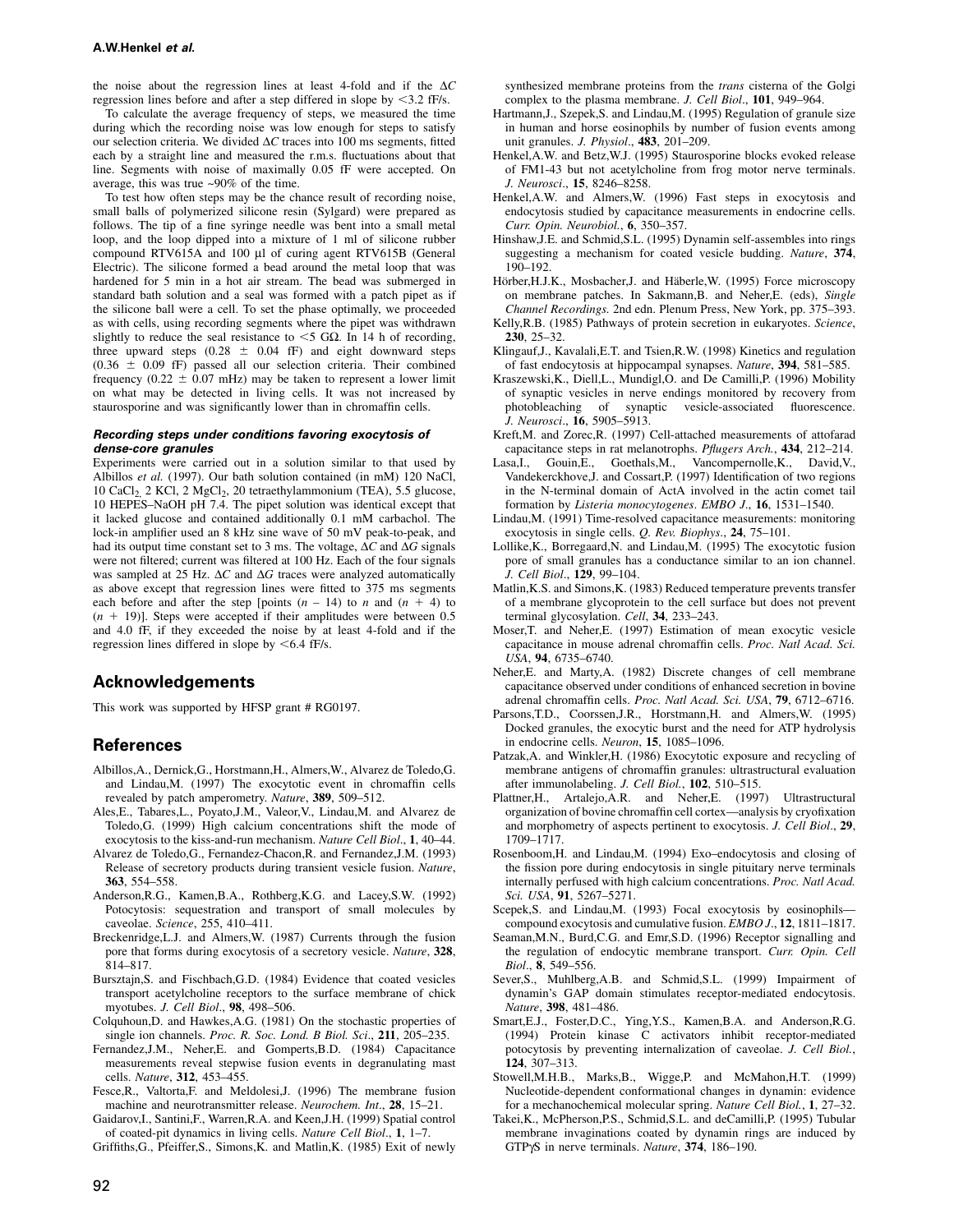the noise about the regression lines at least 4-fold and if the $\Delta C$ regression lines before and after a step differed in slope by <3.2 fF/s.

To calculate the average frequency of steps, we measured the time during which the recording noise was low enough for steps to satisfy our selection criteria. We divided $\Delta C$ traces into 100 ms segments, fitted each by a straight line and measured the r.m.s. fluctuations about that line. Segments with noise of maximally 0.05 fF were accepted. On average, this was true ~90% of the time.

To test how often steps may be the chance result of recording noise, small balls of polymerized silicone resin (Sylgard) were prepared as follows. The tip of a fine syringe needle was bent into a small metal loop, and the loop dipped into a mixture of 1 ml of silicone rubber compound RTV615A and 100 µl of curing agent RTV615B (General Electric). The silicone formed a bead around the metal loop that was hardened for 5 min in a hot air stream. The bead was submerged in standard bath solution and a seal was formed with a patch pipet as if the silicone ball were a cell. To set the phase optimally, we proceeded as with cells, using recording segments where the pipet was withdrawn slightly to reduce the seal resistance to <5 GΩ. In 14 h of recording, three upward steps (0.28 ± 0.04 fF) and eight downward steps (0.36 ± 0.09 fF) passed all our selection criteria. Their combined frequency (0.22 ± 0.07 mHz) may be taken to represent a lower limit on what may be detected in living cells. It was not increased by staurosporine and was significantly lower than in chromaffin cells.

#### *Recording steps under conditions favoring exocytosis of dense-core granules*

Experiments were carried out in a solution similar to that used by Albillos *et al.* (1997). Our bath solution contained (in mM) 120 NaCl, 10 $CaCl_2$, 2 KCl, 2 $MgCl_2$, 20 tetraethylammonium (TEA), 5.5 glucose, 10 HEPES–NaOH pH 7.4. The pipet solution was identical except that it lacked glucose and contained additionally 0.1 mM carbachol. The lock-in amplifier used an 8 kHz sine wave of 50 mV peak-to-peak, and had its output time constant set to 3 ms. The voltage, $\Delta C$ and $\Delta G$ signals were not filtered; current was filtered at 100 Hz. Each of the four signals was sampled at 25 Hz. $\Delta C$ and $\Delta G$ traces were analyzed automatically as above except that regression lines were fitted to 375 ms segments each before and after the step [points $(n - 14)$ to $n$ and $(n + 4)$ to $(n + 19)$]. Steps were accepted if their amplitudes were between 0.5 and 4.0 fF, if they exceeded the noise by at least 4-fold and if the regression lines differed in slope by <6.4 fF/s.

## Acknowledgements

This work was supported by HFSP grant # RG0197.

## References

Albillos,A., Dernick,G., Horstmann,H., Almers,W., Alvarez de Toledo,G. and Lindau,M. (1997) The exocytotic event in chromaffin cells revealed by patch amperometry. *Nature*, **389**, 509–512.

Ales,E., Tabares,L., Poyato,J.M., Valeor,V., Lindau,M. and Alvarez de Toledo,G. (1999) High calcium concentrations shift the mode of exocytosis to the kiss-and-run mechanism. *Nature Cell Biol*., **1**, 40–44.

Alvarez de Toledo,G., Fernandez-Chacon,R. and Fernandez,J.M. (1993) Release of secretory products during transient vesicle fusion. *Nature*, **363**, 554–558.

Anderson,R.G., Kamen,B.A., Rothberg,K.G. and Lacey,S.W. (1992) Potocytosis: sequestration and transport of small molecules by caveolae. *Science*, 255, 410–411.

Breckenridge,L.J. and Almers,W. (1987) Currents through the fusion pore that forms during exocytosis of a secretory vesicle. *Nature*, **328**, 814–817.

Bursztajn,S. and Fischbach,G.D. (1984) Evidence that coated vesicles transport acetylcholine receptors to the surface membrane of chick myotubes. *J. Cell Biol*., **98**, 498–506.

Colquhoun,D. and Hawkes,A.G. (1981) On the stochastic properties of single ion channels. *Proc. R. Soc. Lond. B Biol. Sci*., **211**, 205–235.

Fernandez,J.M., Neher,E. and Gomperts,B.D. (1984) Capacitance measurements reveal stepwise fusion events in degranulating mast cells. *Nature*, **312**, 453–455.

Fesce,R., Valtorta,F. and Meldolesi,J. (1996) The membrane fusion machine and neurotransmitter release. *Neurochem. Int*., **28**, 15–21.

Gaidarov,I., Santini,F., Warren,R.A. and Keen,J.H. (1999) Spatial control of coated-pit dynamics in living cells. *Nature Cell Biol*., **1**, 1–7.

Griffiths,G., Pfeiffer,S., Simons,K. and Matlin,K. (1985) Exit of newly synthesized membrane proteins from the *trans* cisterna of the Golgi complex to the plasma membrane. *J. Cell Biol*., **101**, 949–964.

Hartmann,J., Szepek,S. and Lindau,M. (1995) Regulation of granule size in human and horse eosinophils by number of fusion events among unit granules. *J. Physiol*., **483**, 201–209.

Henkel,A.W. and Betz,W.J. (1995) Staurosporine blocks evoked release of FM1-43 but not acetylcholine from frog motor nerve terminals. *J. Neurosci*., **15**, 8246–8258.

Henkel,A.W. and Almers,W. (1996) Fast steps in exocytosis and endocytosis studied by capacitance measurements in endocrine cells. *Curr. Opin. Neurobiol*., **6**, 350–357.

Hinshaw,J.E. and Schmid,S.L. (1995) Dynamin self-assembles into rings suggesting a mechanism for coated vesicle budding. *Nature*, **374**, 190–192.

Hörber,H.J.K., Mosbacher,J. and Häberle,W. (1995) Force microscopy on membrane patches. In Sakmann,B. and Neher,E. (eds), *Single Channel Recordings.* 2nd edn. Plenum Press, New York, pp. 375–393.

Kelly,R.B. (1985) Pathways of protein secretion in eukaryotes. *Science*, **230**, 25–32.

Klingauf,J., Kavalali,E.T. and Tsien,R.W. (1998) Kinetics and regulation of fast endocytosis at hippocampal synapses. *Nature*, **394**, 581–585.

Kraszewski,K., Diell,L., Mundigl,O. and De Camilli,P. (1996) Mobility of synaptic vesicles in nerve endings monitored by recovery from photobleaching of synaptic vesicle-associated fluorescence. *J. Neurosci*., **16**, 5905–5913.

Kreft,M. and Zorec,R. (1997) Cell-attached measurements of attofarad capacitance steps in rat melanotrophs. *Pflugers Arch*., **434**, 212–214.

Lasa,I., Gouin,E., Goethals,M., Vancompernolle,K., David,V., Vandekerckhove,J. and Cossart,P. (1997) Identification of two regions in the N-terminal domain of ActA involved in the actin comet tail formation by *Listeria monocytogenes*. *EMBO J*., **16**, 1531–1540.

Lindau,M. (1991) Time-resolved capacitance measurements: monitoring exocytosis in single cells. *Q. Rev. Biophys*., **24**, 75–101.

Lollike,K., Borregaard,N. and Lindau,M. (1995) The exocytotic fusion pore of small granules has a conductance similar to an ion channel. *J. Cell Biol*., **129**, 99–104.

Matlin,K.S. and Simons,K. (1983) Reduced temperature prevents transfer of a membrane glycoprotein to the cell surface but does not prevent terminal glycosylation. *Cell*, **34**, 233–243.

Moser,T. and Neher,E. (1997) Estimation of mean exocytic vesicle capacitance in mouse adrenal chromaffin cells. *Proc. Natl Acad. Sci. USA*, **94**, 6735–6740.

Neher,E. and Marty,A. (1982) Discrete changes of cell membrane capacitance observed under conditions of enhanced secretion in bovine adrenal chromaffin cells. *Proc. Natl Acad. Sci. USA*, **79**, 6712–6716.

Parsons,T.D., Coorssen,J.R., Horstmann,H. and Almers,W. (1995) Docked granules, the exocytic burst and the need for ATP hydrolysis in endocrine cells. *Neuron*, **15**, 1085–1096.

Patzak,A. and Winkler,H. (1986) Exocytotic exposure and recycling of membrane antigens of chromaffin granules: ultrastructural evaluation after immunolabeling. *J. Cell Biol*., **102**, 510–515.

Plattner,H., Artalejo,A.R. and Neher,E. (1997) Ultrastructural organization of bovine chromaffin cell cortex—analysis by cryofixation and morphometry of aspects pertinent to exocytosis. *J. Cell Biol*., **29**, 1709–1717.

Rosenboom,H. and Lindau,M. (1994) Exo–endocytosis and closing of the fission pore during endocytosis in single pituitary nerve terminals internally perfused with high calcium concentrations. *Proc. Natl Acad. Sci. USA*, **91**, 5267–5271.

Scepek,S. and Lindau,M. (1993) Focal exocytosis by eosinophils—compound exocytosis and cumulative fusion. *EMBO J*., **12**, 1811–1817.

Seaman,M.N., Burd,C.G. and Emr,S.D. (1996) Receptor signalling and the regulation of endocytic membrane transport. *Curr. Opin. Cell Biol*., **8**, 549–556.

Sever,S., Muhlberg,A.B. and Schmid,S.L. (1999) Impairment of dynamin's GAP domain stimulates receptor-mediated endocytosis. *Nature*, **398**, 481–486.

Smart,E.J., Foster,D.C., Ying,Y.S., Kamen,B.A. and Anderson,R.G. (1994) Protein kinase C activators inhibit receptor-mediated potocytosis by preventing internalization of caveolae. *J. Cell Biol.*, **124**, 307–313.

Stowell,M.H.B., Marks,B., Wigge,P. and McMahon,H.T. (1999) Nucleotide-dependent conformational changes in dynamin: evidence for a mechanochemical molecular spring. *Nature Cell Biol.*, **1**, 27–32.

Takei,K., McPherson,P.S., Schmid,S.L. and deCamilli,P. (1995) Tubular membrane invaginations coated by dynamin rings are induced by GTPγS in nerve terminals. *Nature*, **374**, 186–190.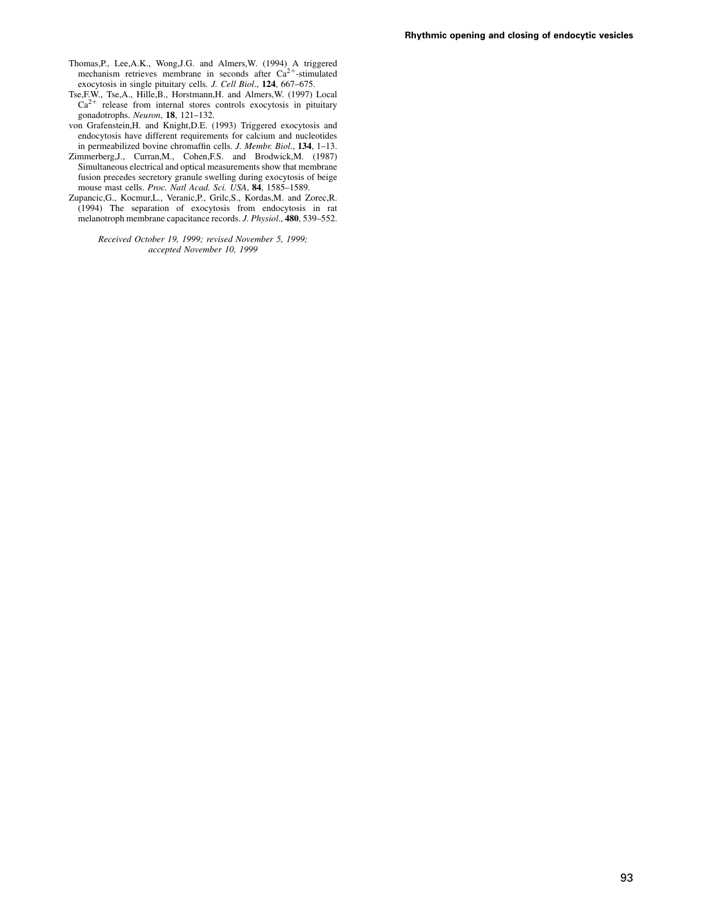Thomas,P., Lee,A.K., Wong,J.G. and Almers,W. (1994) A triggered mechanism retrieves membrane in seconds after $Ca^{2+}$-stimulated exocytosis in single pituitary cells. *J. Cell Biol.*, **124**, 667–675.

Tse,F.W., Tse,A., Hille,B., Horstmann,H. and Almers,W. (1997) Local $Ca^{2+}$ release from internal stores controls exocytosis in pituitary gonadotrophs. *Neuron*, **18**, 121–132.

von Grafenstein,H. and Knight,D.E. (1993) Triggered exocytosis and endocytosis have different requirements for calcium and nucleotides in permeabilized bovine chromaffin cells. *J. Membr. Biol.*, **134**, 1–13.

Zimmerberg,J., Curran,M., Cohen,F.S. and Brodwick,M. (1987) Simultaneous electrical and optical measurements show that membrane fusion precedes secretory granule swelling during exocytosis of beige mouse mast cells. *Proc. Natl Acad. Sci. USA*, **84**, 1585–1589.

Zupancic,G., Kocmur,L., Veranic,P., Grilc,S., Kordas,M. and Zorec,R. (1994) The separation of exocytosis from endocytosis in rat melanotroph membrane capacitance records. *J. Physiol.*, **480**, 539–552.

*Received October 19, 1999; revised November 5, 1999; accepted November 10, 1999*